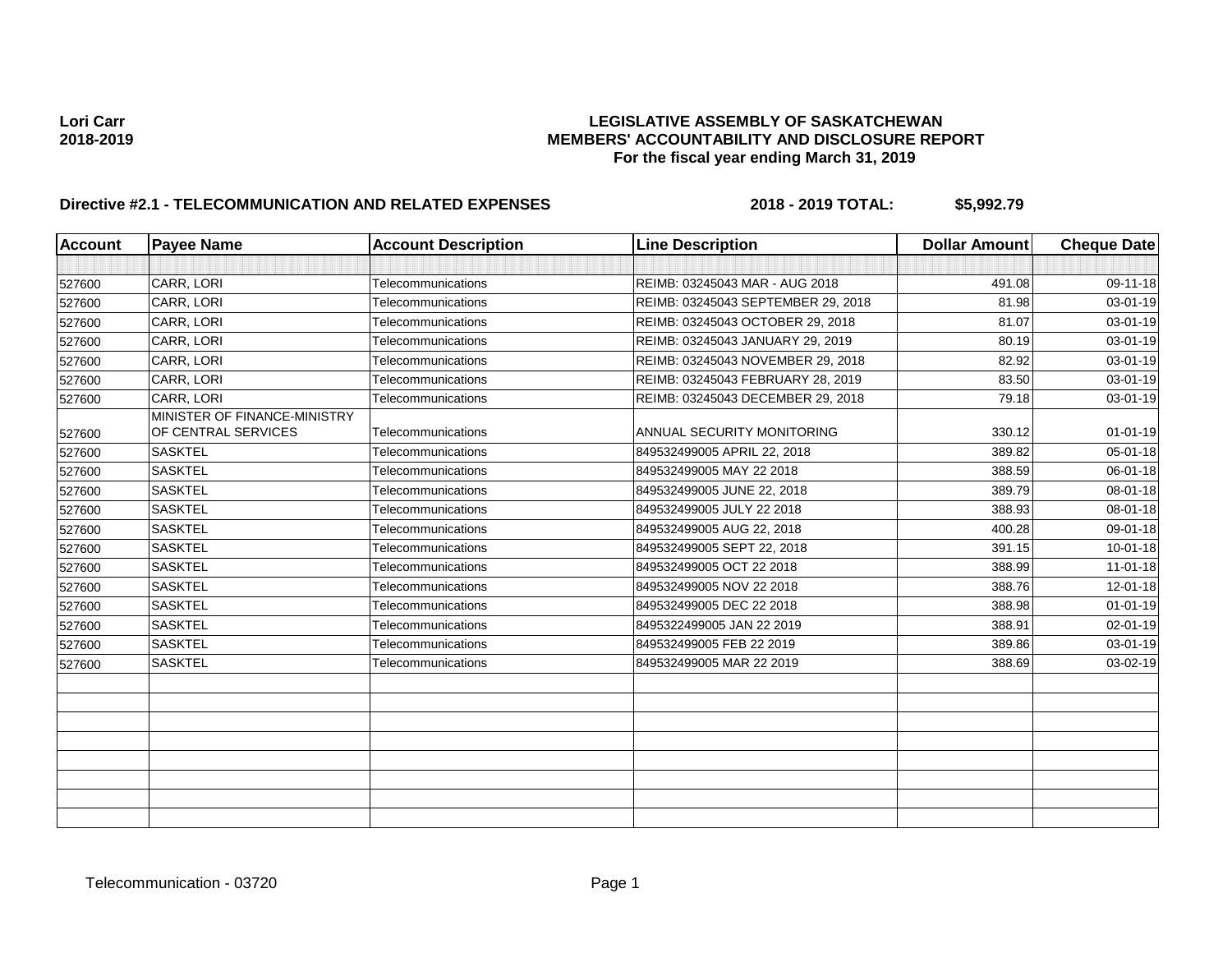**Lori Carr**
**2018-2019**

# LEGISLATIVE ASSEMBLY OF SASKATCHEWAN
## MEMBERS' ACCOUNTABILITY AND DISCLOSURE REPORT
### For the fiscal year ending March 31, 2019

**Directive #2.1 - TELECOMMUNICATION AND RELATED EXPENSES** **2018 - 2019 TOTAL: $5,992.79**

| Account | Payee Name | Account Description | Line Description | Dollar Amount | Cheque Date |
|---|---|---|---|---|---|
| | | | | | |
| 527600 | CARR, LORI | Telecommunications | REIMB: 03245043 MAR - AUG 2018 | 491.08 | 09-11-18 |
| 527600 | CARR, LORI | Telecommunications | REIMB: 03245043 SEPTEMBER 29, 2018 | 81.98 | 03-01-19 |
| 527600 | CARR, LORI | Telecommunications | REIMB: 03245043 OCTOBER 29, 2018 | 81.07 | 03-01-19 |
| 527600 | CARR, LORI | Telecommunications | REIMB: 03245043 JANUARY 29, 2019 | 80.19 | 03-01-19 |
| 527600 | CARR, LORI | Telecommunications | REIMB: 03245043 NOVEMBER 29, 2018 | 82.92 | 03-01-19 |
| 527600 | CARR, LORI | Telecommunications | REIMB: 03245043 FEBRUARY 28, 2019 | 83.50 | 03-01-19 |
| 527600 | CARR, LORI | Telecommunications | REIMB: 03245043 DECEMBER 29, 2018 | 79.18 | 03-01-19 |
| 527600 | MINISTER OF FINANCE-MINISTRY OF CENTRAL SERVICES | Telecommunications | ANNUAL SECURITY MONITORING | 330.12 | 01-01-19 |
| 527600 | SASKTEL | Telecommunications | 849532499005 APRIL 22, 2018 | 389.82 | 05-01-18 |
| 527600 | SASKTEL | Telecommunications | 849532499005 MAY 22 2018 | 388.59 | 06-01-18 |
| 527600 | SASKTEL | Telecommunications | 849532499005 JUNE 22, 2018 | 389.79 | 08-01-18 |
| 527600 | SASKTEL | Telecommunications | 849532499005 JULY 22 2018 | 388.93 | 08-01-18 |
| 527600 | SASKTEL | Telecommunications | 849532499005 AUG 22, 2018 | 400.28 | 09-01-18 |
| 527600 | SASKTEL | Telecommunications | 849532499005 SEPT 22, 2018 | 391.15 | 10-01-18 |
| 527600 | SASKTEL | Telecommunications | 849532499005 OCT 22 2018 | 388.99 | 11-01-18 |
| 527600 | SASKTEL | Telecommunications | 849532499005 NOV 22 2018 | 388.76 | 12-01-18 |
| 527600 | SASKTEL | Telecommunications | 849532499005 DEC 22 2018 | 388.98 | 01-01-19 |
| 527600 | SASKTEL | Telecommunications | 8495322499005 JAN 22 2019 | 388.91 | 02-01-19 |
| 527600 | SASKTEL | Telecommunications | 849532499005 FEB 22 2019 | 389.86 | 03-01-19 |
| 527600 | SASKTEL | Telecommunications | 849532499005 MAR 22 2019 | 388.69 | 03-02-19 |
| | | | | | |
| | | | | | |
| | | | | | |
| | | | | | |
| | | | | | |
| | | | | | |
| | | | | | |
| | | | | | |

Telecommunication - 03720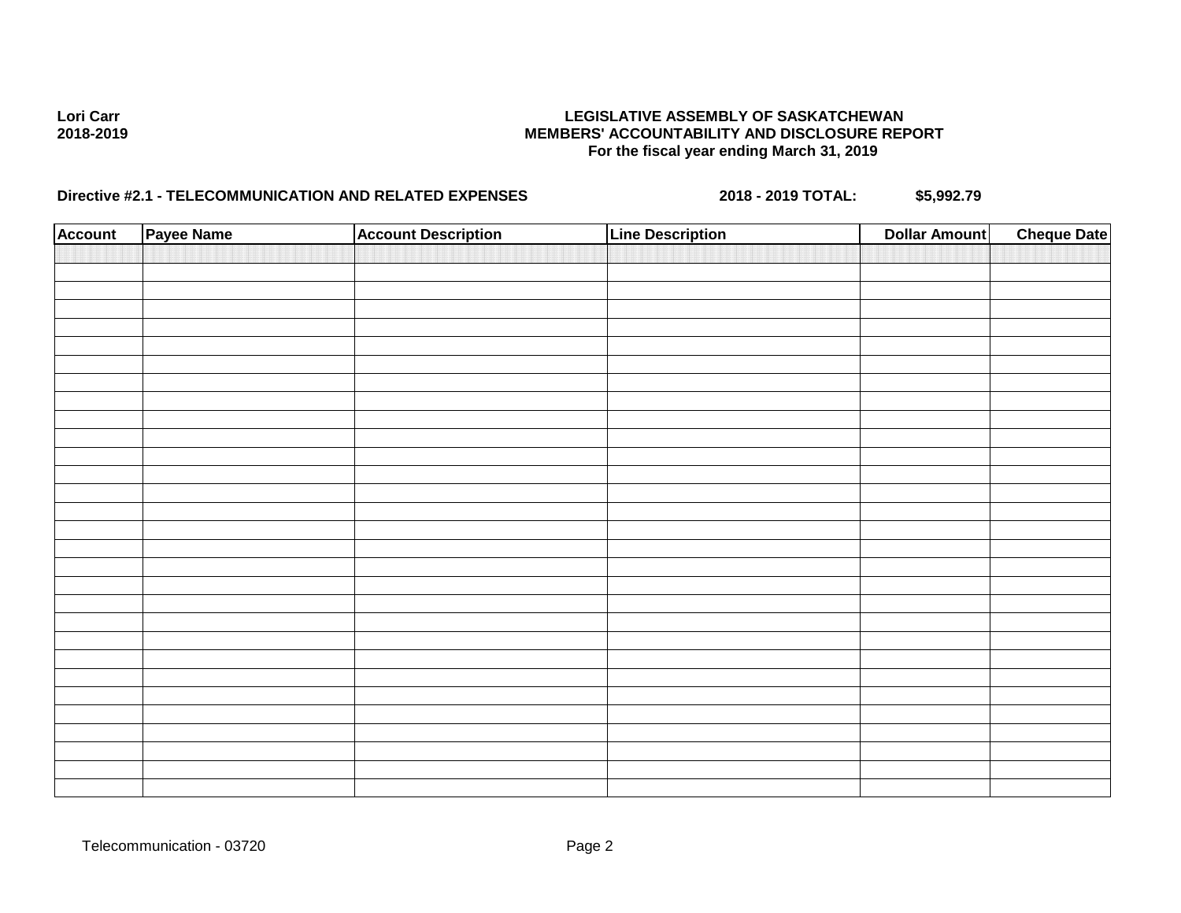Lori Carr
2018-2019

**LEGISLATIVE ASSEMBLY OF SASKATCHEWAN**
**MEMBERS' ACCOUNTABILITY AND DISCLOSURE REPORT**
**For the fiscal year ending March 31, 2019**

**Directive #2.1 - TELECOMMUNICATION AND RELATED EXPENSES** **2018 - 2019 TOTAL:** **$5,992.79**

| Account | Payee Name | Account Description | Line Description | Dollar Amount | Cheque Date |
|---|---|---|---|---|---|
| | | | | | |

Telecommunication - 03720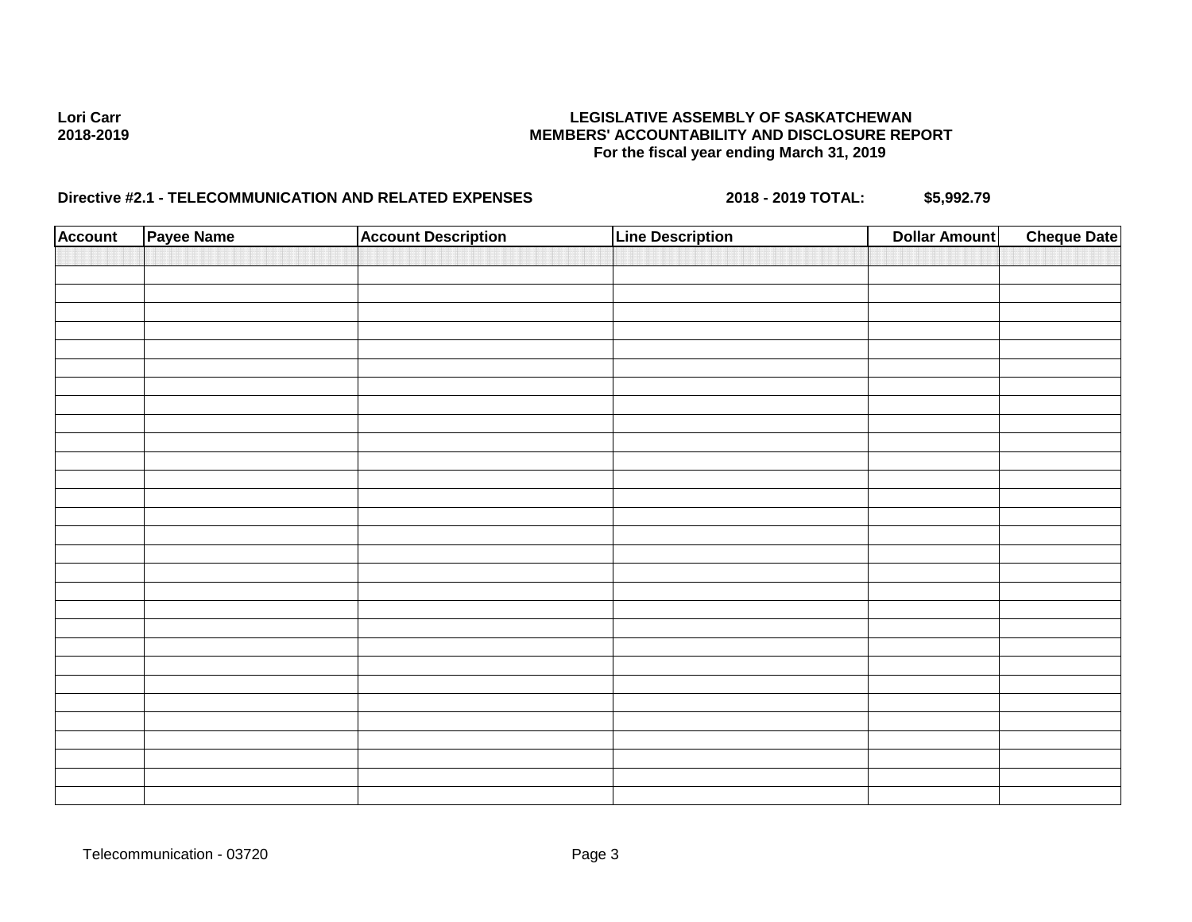**Lori Carr**
**2018-2019**

**LEGISLATIVE ASSEMBLY OF SASKATCHEWAN**
**MEMBERS' ACCOUNTABILITY AND DISCLOSURE REPORT**
**For the fiscal year ending March 31, 2019**

**Directive #2.1 - TELECOMMUNICATION AND RELATED EXPENSES** **2018 - 2019 TOTAL: $5,992.79**

| Account | Payee Name | Account Description | Line Description | Dollar Amount | Cheque Date |
|---|---|---|---|---|---|
| | | | | | |

Telecommunication - 03720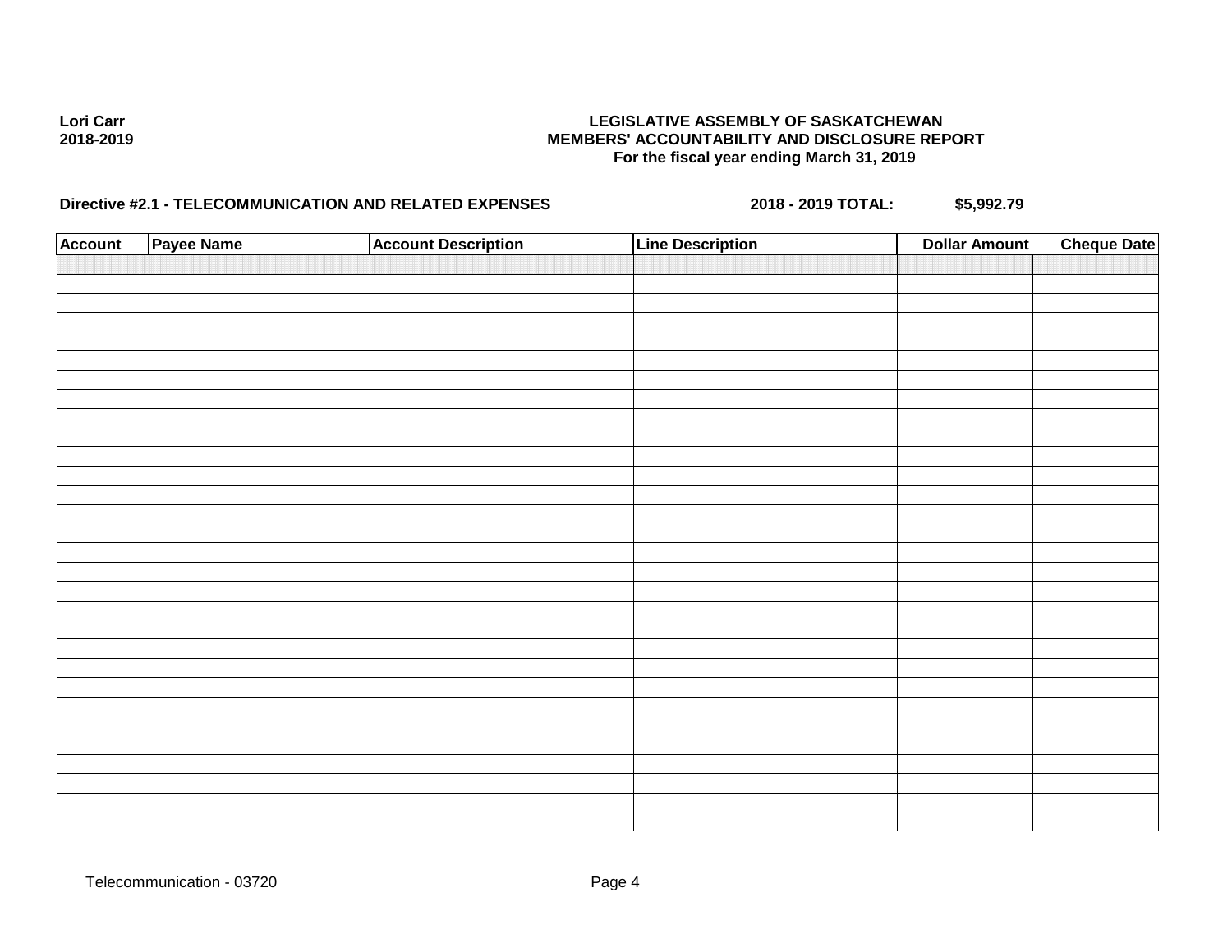Lori Carr
2018-2019

**LEGISLATIVE ASSEMBLY OF SASKATCHEWAN**
**MEMBERS' ACCOUNTABILITY AND DISCLOSURE REPORT**
**For the fiscal year ending March 31, 2019**

**Directive #2.1 - TELECOMMUNICATION AND RELATED EXPENSES** **2018 - 2019 TOTAL: $5,992.79**

| Account | Payee Name | Account Description | Line Description | Dollar Amount | Cheque Date |
|---|---|---|---|---|---|
| | | | | | |

Telecommunication - 03720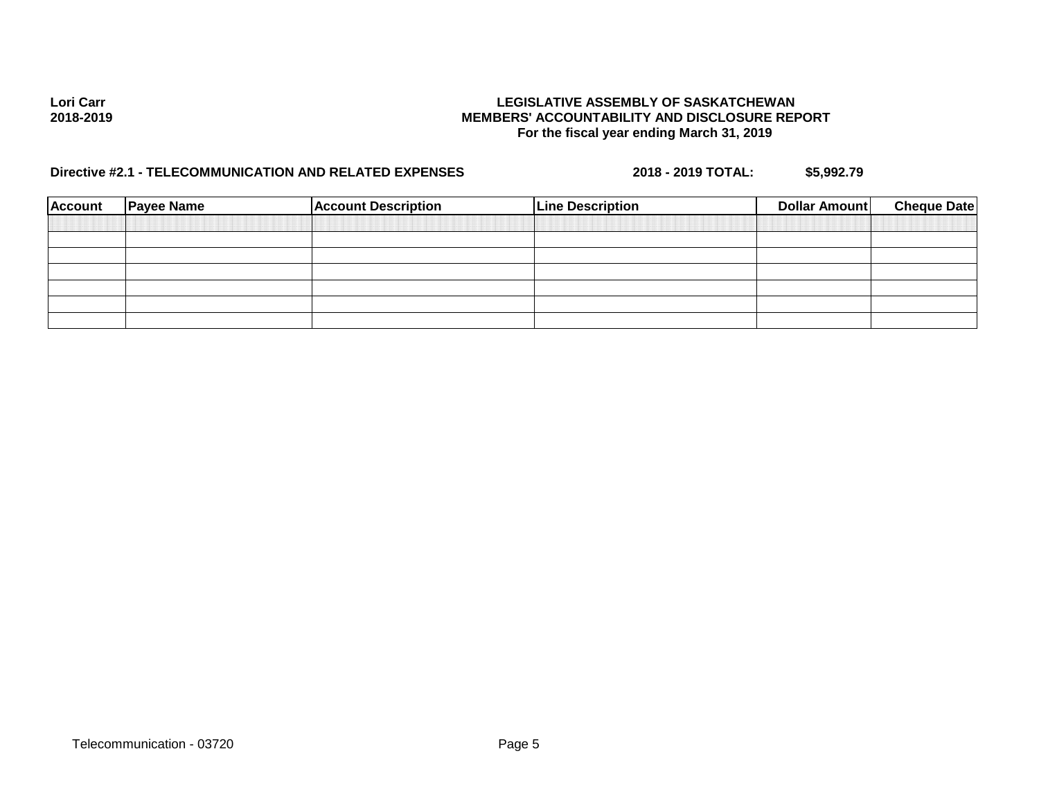Lori Carr
2018-2019

**LEGISLATIVE ASSEMBLY OF SASKATCHEWAN**
**MEMBERS' ACCOUNTABILITY AND DISCLOSURE REPORT**
**For the fiscal year ending March 31, 2019**

**Directive #2.1 - TELECOMMUNICATION AND RELATED EXPENSES** **2018 - 2019 TOTAL:** **$5,992.79**

| Account | Payee Name | Account Description | Line Description | Dollar Amount | Cheque Date |
|---|---|---|---|---|---|
| | | | | | |
| | | | | | |
| | | | | | |
| | | | | | |
| | | | | | |
| | | | | | |
| | | | | | |

Telecommunication - 03720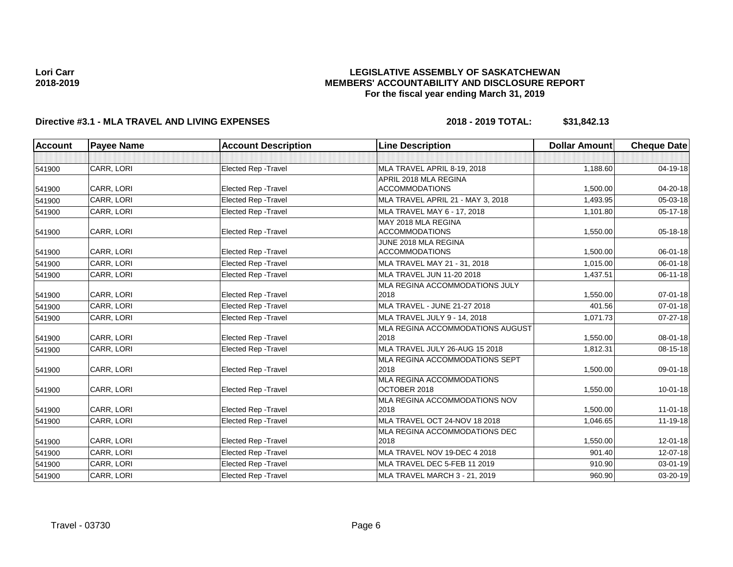**Lori Carr**
**2018-2019**

# LEGISLATIVE ASSEMBLY OF SASKATCHEWAN
## MEMBERS' ACCOUNTABILITY AND DISCLOSURE REPORT
### For the fiscal year ending March 31, 2019

**Directive #3.1 - MLA TRAVEL AND LIVING EXPENSES** **2018 - 2019 TOTAL: $31,842.13**

| Account | Payee Name | Account Description | Line Description | Dollar Amount | Cheque Date |
|---|---|---|---|---|---|
| | | | | | |
| 541900 | CARR, LORI | Elected Rep -Travel | MLA TRAVEL APRIL 8-19, 2018 | 1,188.60 | 04-19-18 |
| 541900 | CARR, LORI | Elected Rep -Travel | APRIL 2018 MLA REGINA ACCOMMODATIONS | 1,500.00 | 04-20-18 |
| 541900 | CARR, LORI | Elected Rep -Travel | MLA TRAVEL APRIL 21 - MAY 3, 2018 | 1,493.95 | 05-03-18 |
| 541900 | CARR, LORI | Elected Rep -Travel | MLA TRAVEL MAY 6 - 17, 2018 | 1,101.80 | 05-17-18 |
| 541900 | CARR, LORI | Elected Rep -Travel | MAY 2018 MLA REGINA ACCOMMODATIONS | 1,550.00 | 05-18-18 |
| 541900 | CARR, LORI | Elected Rep -Travel | JUNE 2018 MLA REGINA ACCOMMODATIONS | 1,500.00 | 06-01-18 |
| 541900 | CARR, LORI | Elected Rep -Travel | MLA TRAVEL MAY 21 - 31, 2018 | 1,015.00 | 06-01-18 |
| 541900 | CARR, LORI | Elected Rep -Travel | MLA TRAVEL JUN 11-20 2018 | 1,437.51 | 06-11-18 |
| 541900 | CARR, LORI | Elected Rep -Travel | MLA REGINA ACCOMMODATIONS JULY 2018 | 1,550.00 | 07-01-18 |
| 541900 | CARR, LORI | Elected Rep -Travel | MLA TRAVEL - JUNE 21-27 2018 | 401.56 | 07-01-18 |
| 541900 | CARR, LORI | Elected Rep -Travel | MLA TRAVEL JULY 9 - 14, 2018 | 1,071.73 | 07-27-18 |
| 541900 | CARR, LORI | Elected Rep -Travel | MLA REGINA ACCOMMODATIONS AUGUST 2018 | 1,550.00 | 08-01-18 |
| 541900 | CARR, LORI | Elected Rep -Travel | MLA TRAVEL JULY 26-AUG 15 2018 | 1,812.31 | 08-15-18 |
| 541900 | CARR, LORI | Elected Rep -Travel | MLA REGINA ACCOMMODATIONS SEPT 2018 | 1,500.00 | 09-01-18 |
| 541900 | CARR, LORI | Elected Rep -Travel | MLA REGINA ACCOMMODATIONS OCTOBER 2018 | 1,550.00 | 10-01-18 |
| 541900 | CARR, LORI | Elected Rep -Travel | MLA REGINA ACCOMMODATIONS NOV 2018 | 1,500.00 | 11-01-18 |
| 541900 | CARR, LORI | Elected Rep -Travel | MLA TRAVEL OCT 24-NOV 18 2018 | 1,046.65 | 11-19-18 |
| 541900 | CARR, LORI | Elected Rep -Travel | MLA REGINA ACCOMMODATIONS DEC 2018 | 1,550.00 | 12-01-18 |
| 541900 | CARR, LORI | Elected Rep -Travel | MLA TRAVEL NOV 19-DEC 4 2018 | 901.40 | 12-07-18 |
| 541900 | CARR, LORI | Elected Rep -Travel | MLA TRAVEL DEC 5-FEB 11 2019 | 910.90 | 03-01-19 |
| 541900 | CARR, LORI | Elected Rep -Travel | MLA TRAVEL MARCH 3 - 21, 2019 | 960.90 | 03-20-19 |

Travel - 03730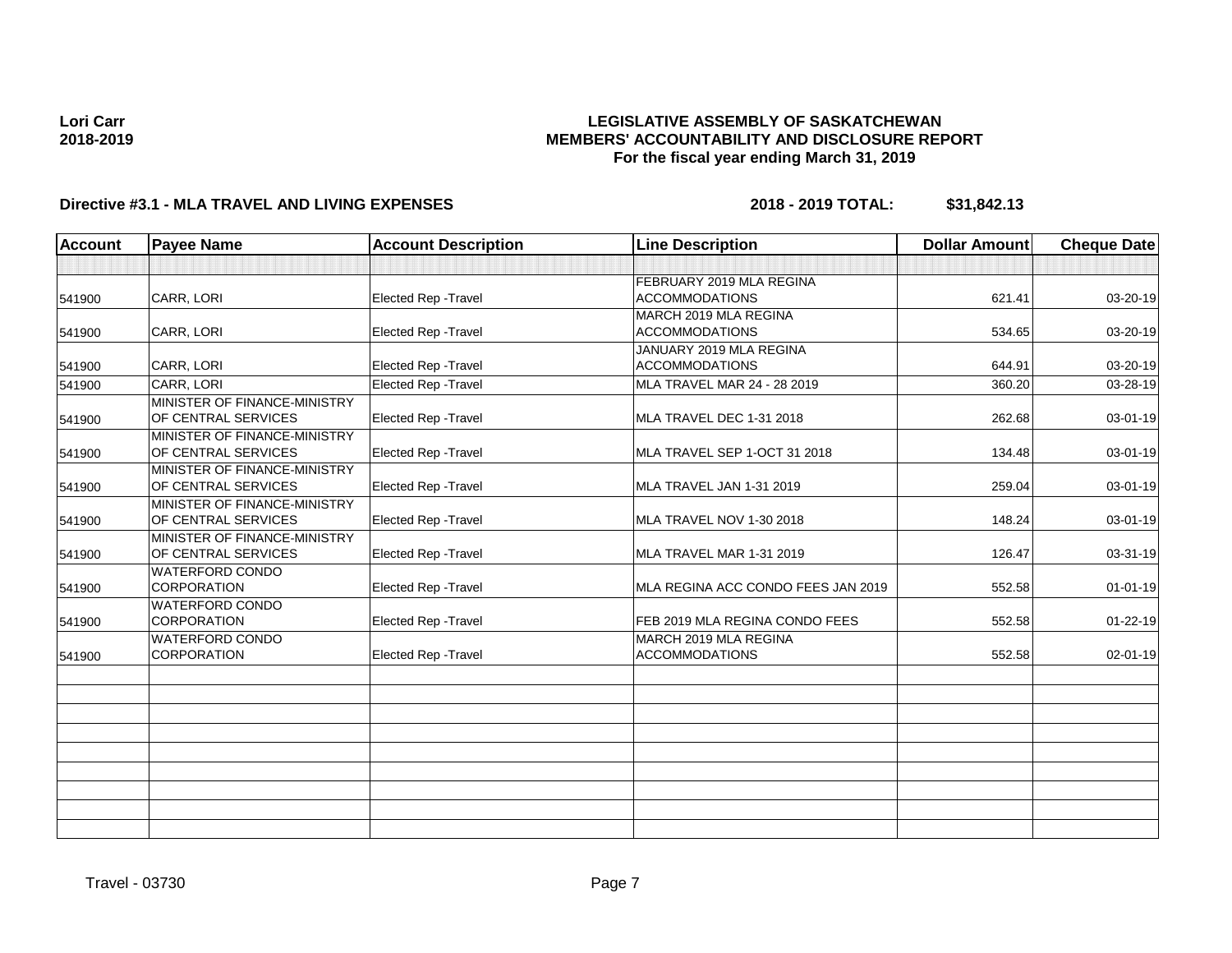Lori Carr
2018-2019

**LEGISLATIVE ASSEMBLY OF SASKATCHEWAN**
**MEMBERS' ACCOUNTABILITY AND DISCLOSURE REPORT**
**For the fiscal year ending March 31, 2019**

**Directive #3.1 - MLA TRAVEL AND LIVING EXPENSES** **2018 - 2019 TOTAL: $31,842.13**

| Account | Payee Name | Account Description | Line Description | Dollar Amount | Cheque Date |
|---|---|---|---|---|---|
| | | | | | |
| 541900 | CARR, LORI | Elected Rep -Travel | FEBRUARY 2019 MLA REGINA ACCOMMODATIONS | 621.41 | 03-20-19 |
| 541900 | CARR, LORI | Elected Rep -Travel | MARCH 2019 MLA REGINA ACCOMMODATIONS | 534.65 | 03-20-19 |
| 541900 | CARR, LORI | Elected Rep -Travel | JANUARY 2019 MLA REGINA ACCOMMODATIONS | 644.91 | 03-20-19 |
| 541900 | CARR, LORI | Elected Rep -Travel | MLA TRAVEL MAR 24 - 28 2019 | 360.20 | 03-28-19 |
| 541900 | MINISTER OF FINANCE-MINISTRY OF CENTRAL SERVICES | Elected Rep -Travel | MLA TRAVEL DEC 1-31 2018 | 262.68 | 03-01-19 |
| 541900 | MINISTER OF FINANCE-MINISTRY OF CENTRAL SERVICES | Elected Rep -Travel | MLA TRAVEL SEP 1-OCT 31 2018 | 134.48 | 03-01-19 |
| 541900 | MINISTER OF FINANCE-MINISTRY OF CENTRAL SERVICES | Elected Rep -Travel | MLA TRAVEL JAN 1-31 2019 | 259.04 | 03-01-19 |
| 541900 | MINISTER OF FINANCE-MINISTRY OF CENTRAL SERVICES | Elected Rep -Travel | MLA TRAVEL NOV 1-30 2018 | 148.24 | 03-01-19 |
| 541900 | MINISTER OF FINANCE-MINISTRY OF CENTRAL SERVICES | Elected Rep -Travel | MLA TRAVEL MAR 1-31 2019 | 126.47 | 03-31-19 |
| 541900 | WATERFORD CONDO CORPORATION | Elected Rep -Travel | MLA REGINA ACC CONDO FEES JAN 2019 | 552.58 | 01-01-19 |
| 541900 | WATERFORD CONDO CORPORATION | Elected Rep -Travel | FEB 2019 MLA REGINA CONDO FEES | 552.58 | 01-22-19 |
| 541900 | WATERFORD CONDO CORPORATION | Elected Rep -Travel | MARCH 2019 MLA REGINA ACCOMMODATIONS | 552.58 | 02-01-19 |

Travel - 03730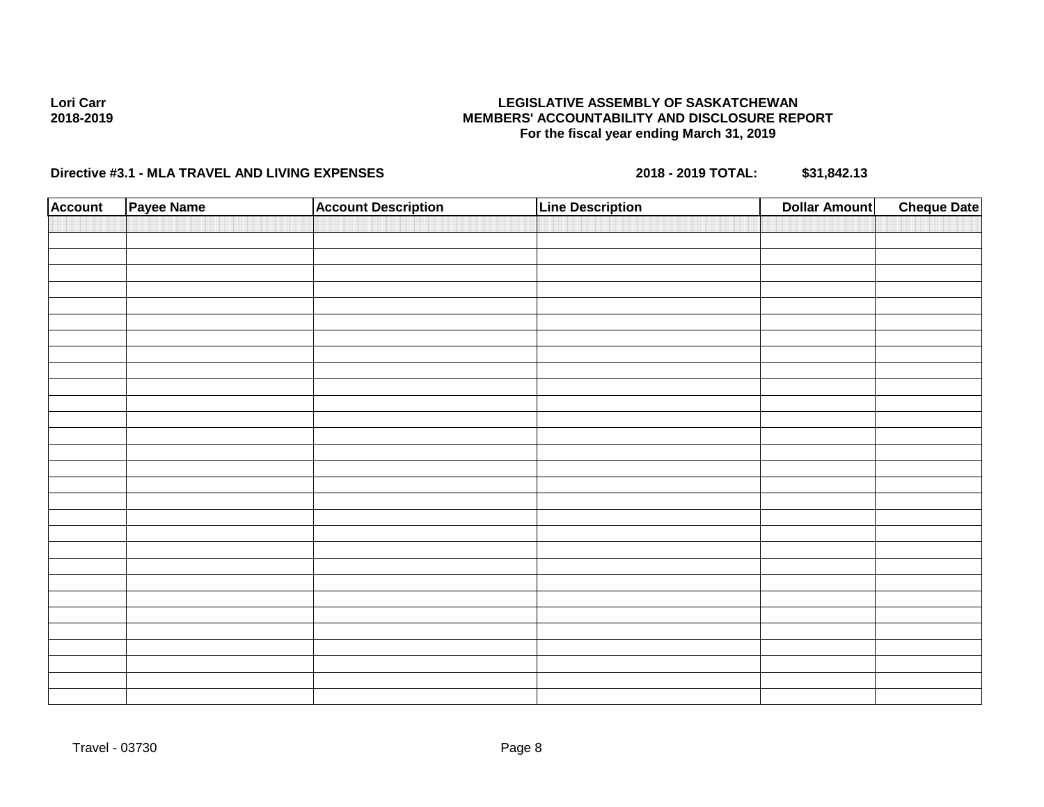Lori Carr
2018-2019

**LEGISLATIVE ASSEMBLY OF SASKATCHEWAN**
**MEMBERS' ACCOUNTABILITY AND DISCLOSURE REPORT**
**For the fiscal year ending March 31, 2019**

**Directive #3.1 - MLA TRAVEL AND LIVING EXPENSES** **2018 - 2019 TOTAL: $31,842.13**

| Account | Payee Name | Account Description | Line Description | Dollar Amount | Cheque Date |
|---|---|---|---|---|---|
| | | | | | |

Travel - 03730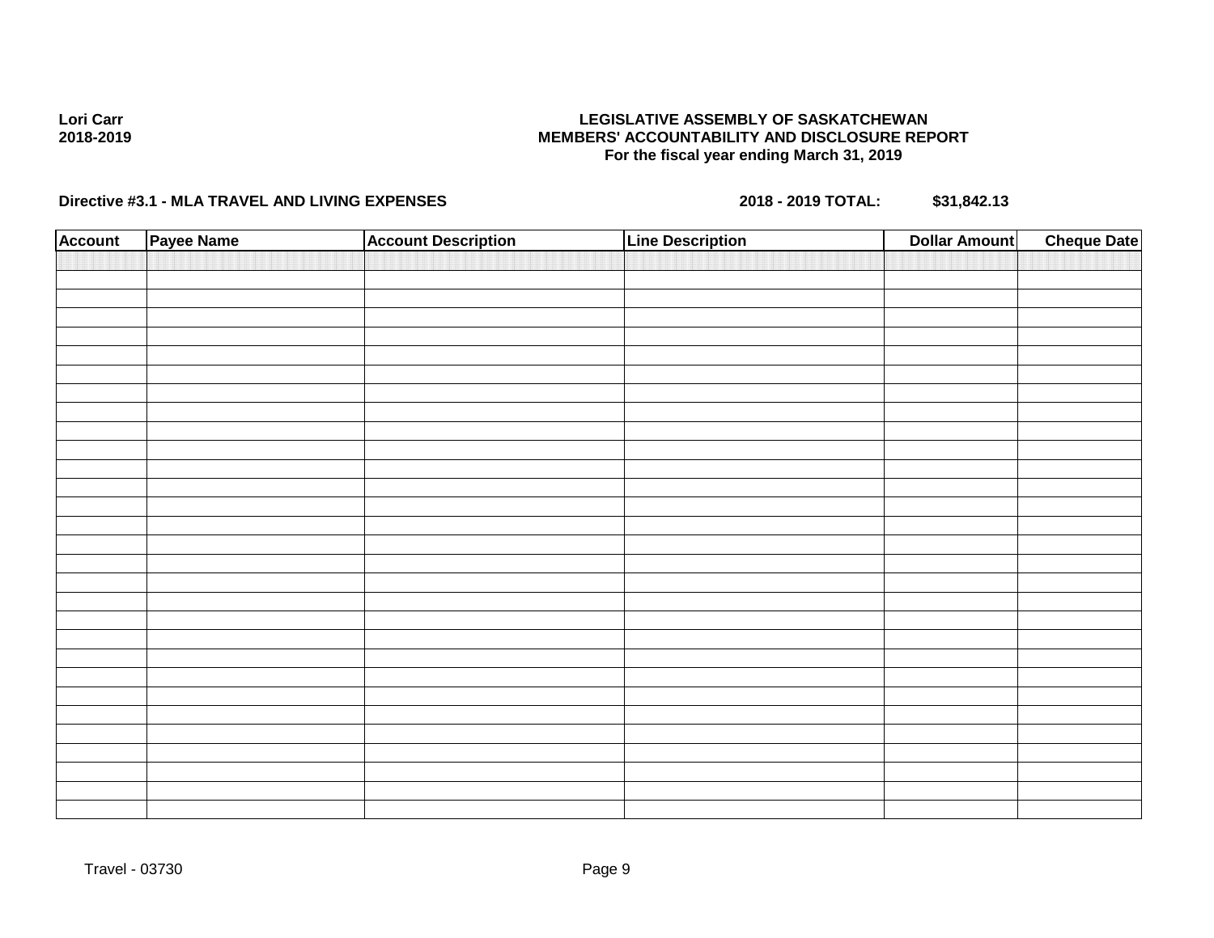**Lori Carr**
**2018-2019**

**LEGISLATIVE ASSEMBLY OF SASKATCHEWAN**
**MEMBERS' ACCOUNTABILITY AND DISCLOSURE REPORT**
**For the fiscal year ending March 31, 2019**

**Directive #3.1 - MLA TRAVEL AND LIVING EXPENSES** **2018 - 2019 TOTAL: $31,842.13**

| Account | Payee Name | Account Description | Line Description | Dollar Amount | Cheque Date |
|---|---|---|---|---|---|
| | | | | | |

Travel - 03730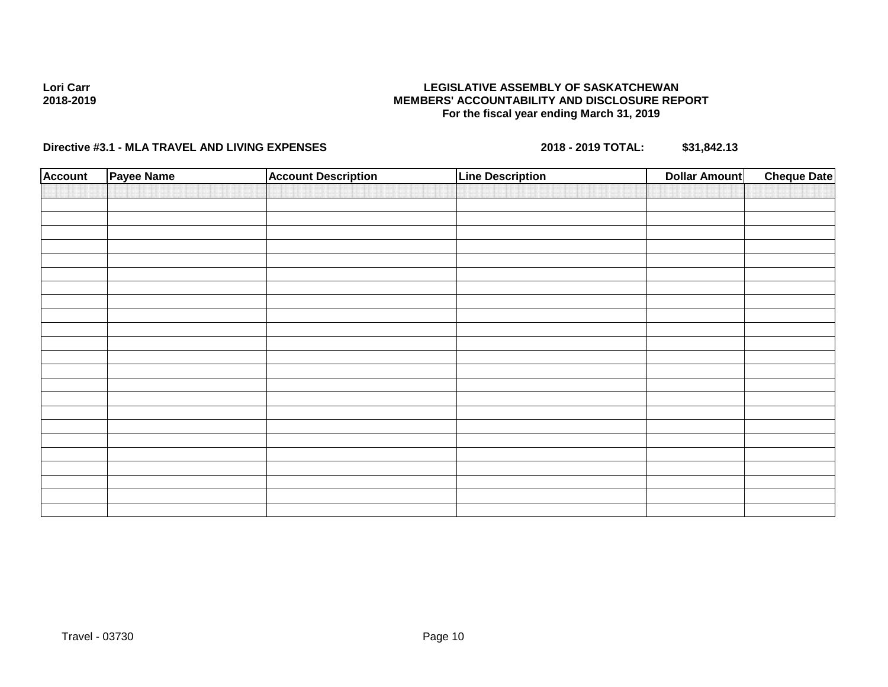Lori Carr
2018-2019

**LEGISLATIVE ASSEMBLY OF SASKATCHEWAN**
**MEMBERS' ACCOUNTABILITY AND DISCLOSURE REPORT**
**For the fiscal year ending March 31, 2019**

**Directive #3.1 - MLA TRAVEL AND LIVING EXPENSES** **2018 - 2019 TOTAL: $31,842.13**

| Account | Payee Name | Account Description | Line Description | Dollar Amount | Cheque Date |
|---|---|---|---|---|---|
| | | | | | |
| | | | | | |
| | | | | | |
| | | | | | |
| | | | | | |
| | | | | | |
| | | | | | |
| | | | | | |
| | | | | | |
| | | | | | |
| | | | | | |
| | | | | | |
| | | | | | |
| | | | | | |
| | | | | | |
| | | | | | |
| | | | | | |
| | | | | | |
| | | | | | |
| | | | | | |
| | | | | | |
| | | | | | |
| | | | | | |
| | | | | | |

Travel - 03730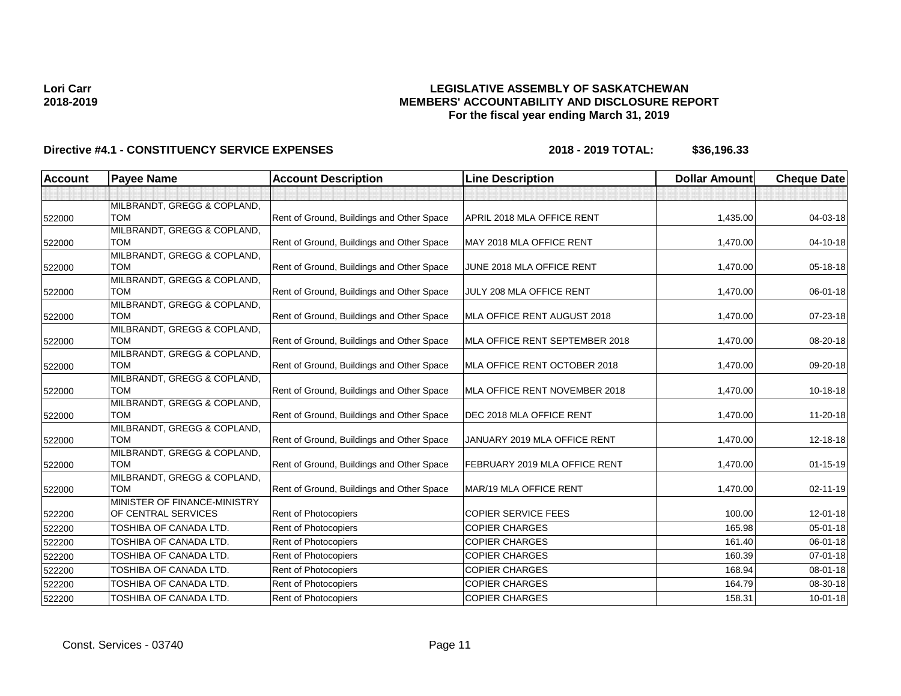Lori Carr
2018-2019

**LEGISLATIVE ASSEMBLY OF SASKATCHEWAN**
**MEMBERS' ACCOUNTABILITY AND DISCLOSURE REPORT**
**For the fiscal year ending March 31, 2019**

**Directive #4.1 - CONSTITUENCY SERVICE EXPENSES** **2018 - 2019 TOTAL: $36,196.33**

| Account | Payee Name | Account Description | Line Description | Dollar Amount | Cheque Date |
|---|---|---|---|---|---|
| | | | | | |
| 522000 | MILBRANDT, GREGG & COPLAND, TOM | Rent of Ground, Buildings and Other Space | APRIL 2018 MLA OFFICE RENT | 1,435.00 | 04-03-18 |
| 522000 | MILBRANDT, GREGG & COPLAND, TOM | Rent of Ground, Buildings and Other Space | MAY 2018 MLA OFFICE RENT | 1,470.00 | 04-10-18 |
| 522000 | MILBRANDT, GREGG & COPLAND, TOM | Rent of Ground, Buildings and Other Space | JUNE 2018 MLA OFFICE RENT | 1,470.00 | 05-18-18 |
| 522000 | MILBRANDT, GREGG & COPLAND, TOM | Rent of Ground, Buildings and Other Space | JULY 208 MLA OFFICE RENT | 1,470.00 | 06-01-18 |
| 522000 | MILBRANDT, GREGG & COPLAND, TOM | Rent of Ground, Buildings and Other Space | MLA OFFICE RENT AUGUST 2018 | 1,470.00 | 07-23-18 |
| 522000 | MILBRANDT, GREGG & COPLAND, TOM | Rent of Ground, Buildings and Other Space | MLA OFFICE RENT SEPTEMBER 2018 | 1,470.00 | 08-20-18 |
| 522000 | MILBRANDT, GREGG & COPLAND, TOM | Rent of Ground, Buildings and Other Space | MLA OFFICE RENT OCTOBER 2018 | 1,470.00 | 09-20-18 |
| 522000 | MILBRANDT, GREGG & COPLAND, TOM | Rent of Ground, Buildings and Other Space | MLA OFFICE RENT NOVEMBER 2018 | 1,470.00 | 10-18-18 |
| 522000 | MILBRANDT, GREGG & COPLAND, TOM | Rent of Ground, Buildings and Other Space | DEC 2018 MLA OFFICE RENT | 1,470.00 | 11-20-18 |
| 522000 | MILBRANDT, GREGG & COPLAND, TOM | Rent of Ground, Buildings and Other Space | JANUARY 2019 MLA OFFICE RENT | 1,470.00 | 12-18-18 |
| 522000 | MILBRANDT, GREGG & COPLAND, TOM | Rent of Ground, Buildings and Other Space | FEBRUARY 2019 MLA OFFICE RENT | 1,470.00 | 01-15-19 |
| 522000 | MILBRANDT, GREGG & COPLAND, TOM | Rent of Ground, Buildings and Other Space | MAR/19 MLA OFFICE RENT | 1,470.00 | 02-11-19 |
| 522200 | MINISTER OF FINANCE-MINISTRY OF CENTRAL SERVICES | Rent of Photocopiers | COPIER SERVICE FEES | 100.00 | 12-01-18 |
| 522200 | TOSHIBA OF CANADA LTD. | Rent of Photocopiers | COPIER CHARGES | 165.98 | 05-01-18 |
| 522200 | TOSHIBA OF CANADA LTD. | Rent of Photocopiers | COPIER CHARGES | 161.40 | 06-01-18 |
| 522200 | TOSHIBA OF CANADA LTD. | Rent of Photocopiers | COPIER CHARGES | 160.39 | 07-01-18 |
| 522200 | TOSHIBA OF CANADA LTD. | Rent of Photocopiers | COPIER CHARGES | 168.94 | 08-01-18 |
| 522200 | TOSHIBA OF CANADA LTD. | Rent of Photocopiers | COPIER CHARGES | 164.79 | 08-30-18 |
| 522200 | TOSHIBA OF CANADA LTD. | Rent of Photocopiers | COPIER CHARGES | 158.31 | 10-01-18 |

Const. Services - 03740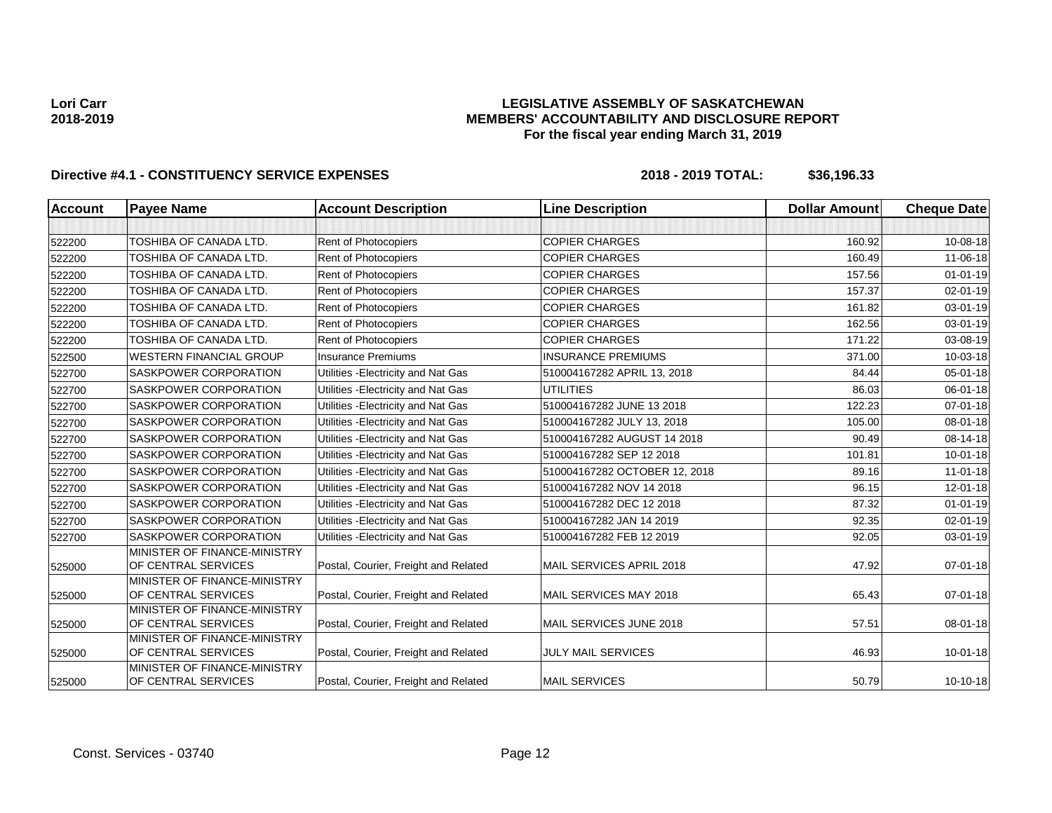**Lori Carr**
**2018-2019**

**LEGISLATIVE ASSEMBLY OF SASKATCHEWAN**
**MEMBERS' ACCOUNTABILITY AND DISCLOSURE REPORT**
**For the fiscal year ending March 31, 2019**

**Directive #4.1 - CONSTITUENCY SERVICE EXPENSES** **2018 - 2019 TOTAL: $36,196.33**

| Account | Payee Name | Account Description | Line Description | Dollar Amount | Cheque Date |
|---|---|---|---|---|---|
| | | | | | |
| 522200 | TOSHIBA OF CANADA LTD. | Rent of Photocopiers | COPIER CHARGES | 160.92 | 10-08-18 |
| 522200 | TOSHIBA OF CANADA LTD. | Rent of Photocopiers | COPIER CHARGES | 160.49 | 11-06-18 |
| 522200 | TOSHIBA OF CANADA LTD. | Rent of Photocopiers | COPIER CHARGES | 157.56 | 01-01-19 |
| 522200 | TOSHIBA OF CANADA LTD. | Rent of Photocopiers | COPIER CHARGES | 157.37 | 02-01-19 |
| 522200 | TOSHIBA OF CANADA LTD. | Rent of Photocopiers | COPIER CHARGES | 161.82 | 03-01-19 |
| 522200 | TOSHIBA OF CANADA LTD. | Rent of Photocopiers | COPIER CHARGES | 162.56 | 03-01-19 |
| 522200 | TOSHIBA OF CANADA LTD. | Rent of Photocopiers | COPIER CHARGES | 171.22 | 03-08-19 |
| 522500 | WESTERN FINANCIAL GROUP | Insurance Premiums | INSURANCE PREMIUMS | 371.00 | 10-03-18 |
| 522700 | SASKPOWER CORPORATION | Utilities -Electricity and Nat Gas | 510004167282 APRIL 13, 2018 | 84.44 | 05-01-18 |
| 522700 | SASKPOWER CORPORATION | Utilities -Electricity and Nat Gas | UTILITIES | 86.03 | 06-01-18 |
| 522700 | SASKPOWER CORPORATION | Utilities -Electricity and Nat Gas | 510004167282 JUNE 13 2018 | 122.23 | 07-01-18 |
| 522700 | SASKPOWER CORPORATION | Utilities -Electricity and Nat Gas | 510004167282 JULY 13, 2018 | 105.00 | 08-01-18 |
| 522700 | SASKPOWER CORPORATION | Utilities -Electricity and Nat Gas | 510004167282 AUGUST 14 2018 | 90.49 | 08-14-18 |
| 522700 | SASKPOWER CORPORATION | Utilities -Electricity and Nat Gas | 510004167282 SEP 12 2018 | 101.81 | 10-01-18 |
| 522700 | SASKPOWER CORPORATION | Utilities -Electricity and Nat Gas | 510004167282 OCTOBER 12, 2018 | 89.16 | 11-01-18 |
| 522700 | SASKPOWER CORPORATION | Utilities -Electricity and Nat Gas | 510004167282 NOV 14 2018 | 96.15 | 12-01-18 |
| 522700 | SASKPOWER CORPORATION | Utilities -Electricity and Nat Gas | 510004167282 DEC 12 2018 | 87.32 | 01-01-19 |
| 522700 | SASKPOWER CORPORATION | Utilities -Electricity and Nat Gas | 510004167282 JAN 14 2019 | 92.35 | 02-01-19 |
| 522700 | SASKPOWER CORPORATION | Utilities -Electricity and Nat Gas | 510004167282 FEB 12 2019 | 92.05 | 03-01-19 |
| 525000 | MINISTER OF FINANCE-MINISTRY OF CENTRAL SERVICES | Postal, Courier, Freight and Related | MAIL SERVICES APRIL 2018 | 47.92 | 07-01-18 |
| 525000 | MINISTER OF FINANCE-MINISTRY OF CENTRAL SERVICES | Postal, Courier, Freight and Related | MAIL SERVICES MAY 2018 | 65.43 | 07-01-18 |
| 525000 | MINISTER OF FINANCE-MINISTRY OF CENTRAL SERVICES | Postal, Courier, Freight and Related | MAIL SERVICES JUNE 2018 | 57.51 | 08-01-18 |
| 525000 | MINISTER OF FINANCE-MINISTRY OF CENTRAL SERVICES | Postal, Courier, Freight and Related | JULY MAIL SERVICES | 46.93 | 10-01-18 |
| 525000 | MINISTER OF FINANCE-MINISTRY OF CENTRAL SERVICES | Postal, Courier, Freight and Related | MAIL SERVICES | 50.79 | 10-10-18 |

Const. Services - 03740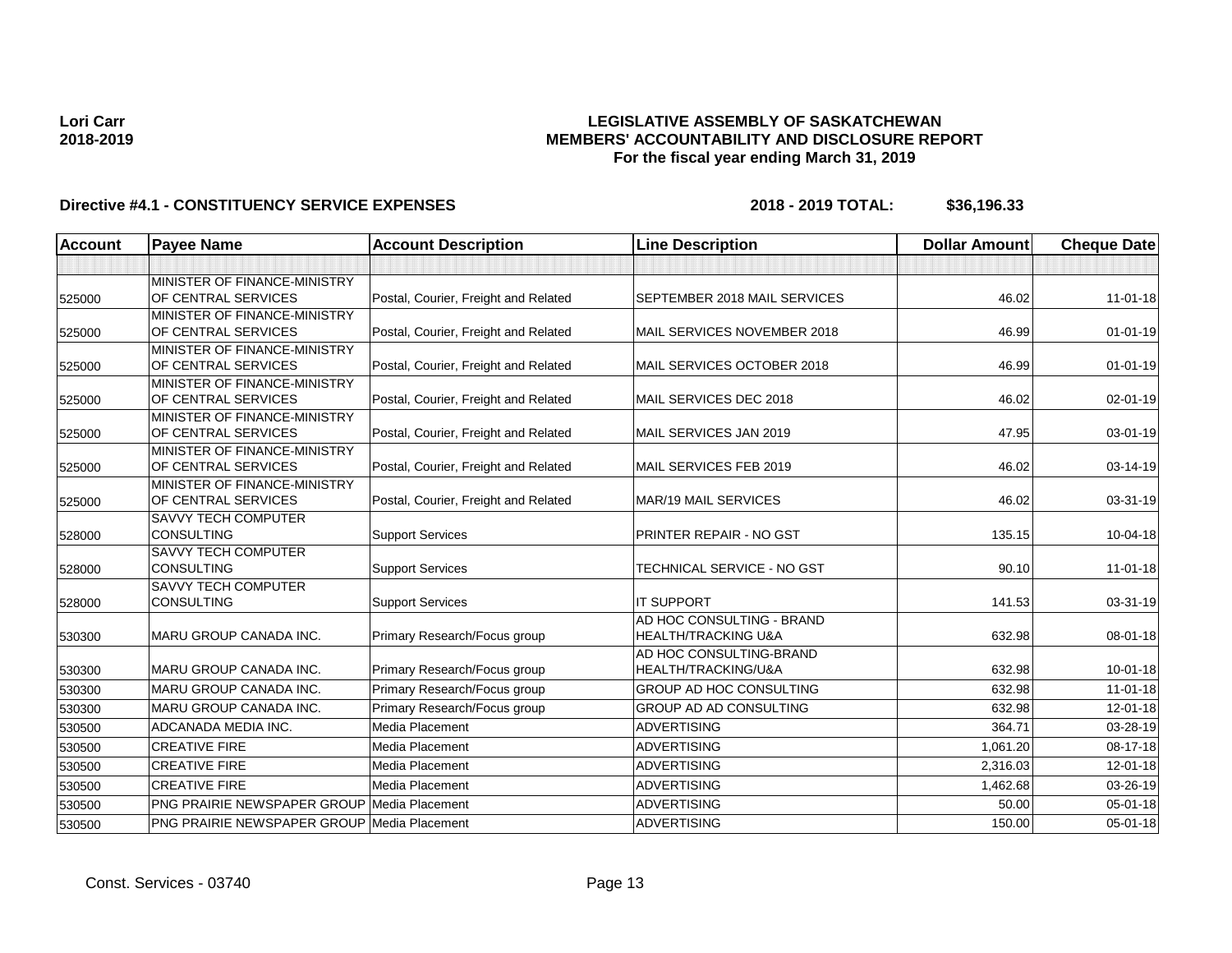**Lori Carr**
**2018-2019**

# LEGISLATIVE ASSEMBLY OF SASKATCHEWAN
## MEMBERS' ACCOUNTABILITY AND DISCLOSURE REPORT
### For the fiscal year ending March 31, 2019

**Directive #4.1 - CONSTITUENCY SERVICE EXPENSES** **2018 - 2019 TOTAL: $36,196.33**

| Account | Payee Name | Account Description | Line Description | Dollar Amount | Cheque Date |
|---|---|---|---|---|---|
| | | | | | |
| 525000 | MINISTER OF FINANCE-MINISTRY OF CENTRAL SERVICES | Postal, Courier, Freight and Related | SEPTEMBER 2018 MAIL SERVICES | 46.02 | 11-01-18 |
| 525000 | MINISTER OF FINANCE-MINISTRY OF CENTRAL SERVICES | Postal, Courier, Freight and Related | MAIL SERVICES NOVEMBER 2018 | 46.99 | 01-01-19 |
| 525000 | MINISTER OF FINANCE-MINISTRY OF CENTRAL SERVICES | Postal, Courier, Freight and Related | MAIL SERVICES OCTOBER 2018 | 46.99 | 01-01-19 |
| 525000 | MINISTER OF FINANCE-MINISTRY OF CENTRAL SERVICES | Postal, Courier, Freight and Related | MAIL SERVICES DEC 2018 | 46.02 | 02-01-19 |
| 525000 | MINISTER OF FINANCE-MINISTRY OF CENTRAL SERVICES | Postal, Courier, Freight and Related | MAIL SERVICES JAN 2019 | 47.95 | 03-01-19 |
| 525000 | MINISTER OF FINANCE-MINISTRY OF CENTRAL SERVICES | Postal, Courier, Freight and Related | MAIL SERVICES FEB 2019 | 46.02 | 03-14-19 |
| 525000 | MINISTER OF FINANCE-MINISTRY OF CENTRAL SERVICES | Postal, Courier, Freight and Related | MAR/19 MAIL SERVICES | 46.02 | 03-31-19 |
| 528000 | SAVVY TECH COMPUTER CONSULTING | Support Services | PRINTER REPAIR - NO GST | 135.15 | 10-04-18 |
| 528000 | SAVVY TECH COMPUTER CONSULTING | Support Services | TECHNICAL SERVICE - NO GST | 90.10 | 11-01-18 |
| 528000 | SAVVY TECH COMPUTER CONSULTING | Support Services | IT SUPPORT | 141.53 | 03-31-19 |
| 530300 | MARU GROUP CANADA INC. | Primary Research/Focus group | AD HOC CONSULTING - BRAND HEALTH/TRACKING U&A | 632.98 | 08-01-18 |
| 530300 | MARU GROUP CANADA INC. | Primary Research/Focus group | AD HOC CONSULTING-BRAND HEALTH/TRACKING/U&A | 632.98 | 10-01-18 |
| 530300 | MARU GROUP CANADA INC. | Primary Research/Focus group | GROUP AD HOC CONSULTING | 632.98 | 11-01-18 |
| 530300 | MARU GROUP CANADA INC. | Primary Research/Focus group | GROUP AD AD CONSULTING | 632.98 | 12-01-18 |
| 530500 | ADCANADA MEDIA INC. | Media Placement | ADVERTISING | 364.71 | 03-28-19 |
| 530500 | CREATIVE FIRE | Media Placement | ADVERTISING | 1,061.20 | 08-17-18 |
| 530500 | CREATIVE FIRE | Media Placement | ADVERTISING | 2,316.03 | 12-01-18 |
| 530500 | CREATIVE FIRE | Media Placement | ADVERTISING | 1,462.68 | 03-26-19 |
| 530500 | PNG PRAIRIE NEWSPAPER GROUP | Media Placement | ADVERTISING | 50.00 | 05-01-18 |
| 530500 | PNG PRAIRIE NEWSPAPER GROUP | Media Placement | ADVERTISING | 150.00 | 05-01-18 |

Const. Services - 03740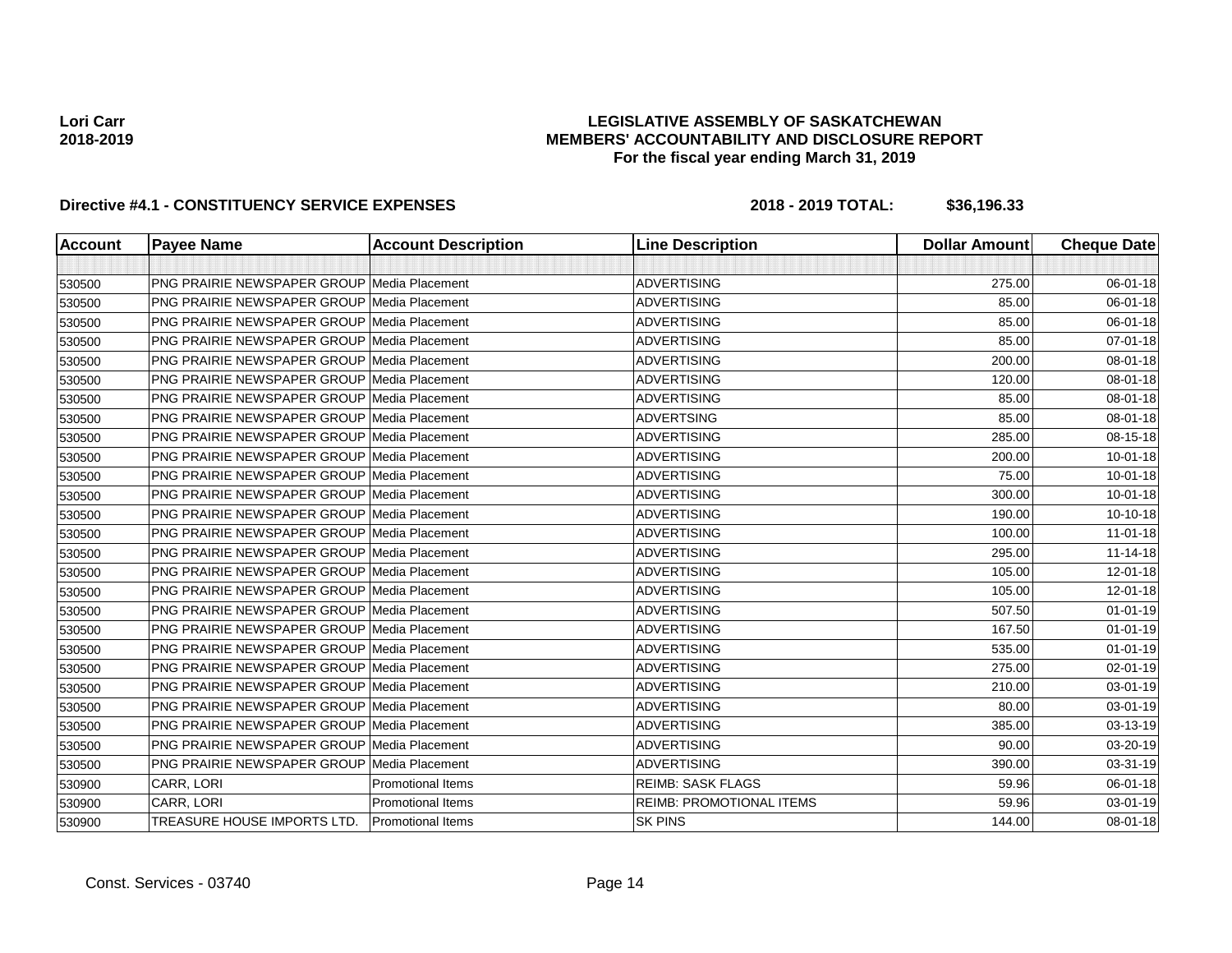**Lori Carr**
**2018-2019**

**LEGISLATIVE ASSEMBLY OF SASKATCHEWAN**
**MEMBERS' ACCOUNTABILITY AND DISCLOSURE REPORT**
**For the fiscal year ending March 31, 2019**

**Directive #4.1 - CONSTITUENCY SERVICE EXPENSES** **2018 - 2019 TOTAL: $36,196.33**

| Account | Payee Name | Account Description | Line Description | Dollar Amount | Cheque Date |
|---|---|---|---|---|---|
| | | | | | |
| 530500 | PNG PRAIRIE NEWSPAPER GROUP | Media Placement | ADVERTISING | 275.00 | 06-01-18 |
| 530500 | PNG PRAIRIE NEWSPAPER GROUP | Media Placement | ADVERTISING | 85.00 | 06-01-18 |
| 530500 | PNG PRAIRIE NEWSPAPER GROUP | Media Placement | ADVERTISING | 85.00 | 06-01-18 |
| 530500 | PNG PRAIRIE NEWSPAPER GROUP | Media Placement | ADVERTISING | 85.00 | 07-01-18 |
| 530500 | PNG PRAIRIE NEWSPAPER GROUP | Media Placement | ADVERTISING | 200.00 | 08-01-18 |
| 530500 | PNG PRAIRIE NEWSPAPER GROUP | Media Placement | ADVERTISING | 120.00 | 08-01-18 |
| 530500 | PNG PRAIRIE NEWSPAPER GROUP | Media Placement | ADVERTISING | 85.00 | 08-01-18 |
| 530500 | PNG PRAIRIE NEWSPAPER GROUP | Media Placement | ADVERTSING | 85.00 | 08-01-18 |
| 530500 | PNG PRAIRIE NEWSPAPER GROUP | Media Placement | ADVERTISING | 285.00 | 08-15-18 |
| 530500 | PNG PRAIRIE NEWSPAPER GROUP | Media Placement | ADVERTISING | 200.00 | 10-01-18 |
| 530500 | PNG PRAIRIE NEWSPAPER GROUP | Media Placement | ADVERTISING | 75.00 | 10-01-18 |
| 530500 | PNG PRAIRIE NEWSPAPER GROUP | Media Placement | ADVERTISING | 300.00 | 10-01-18 |
| 530500 | PNG PRAIRIE NEWSPAPER GROUP | Media Placement | ADVERTISING | 190.00 | 10-10-18 |
| 530500 | PNG PRAIRIE NEWSPAPER GROUP | Media Placement | ADVERTISING | 100.00 | 11-01-18 |
| 530500 | PNG PRAIRIE NEWSPAPER GROUP | Media Placement | ADVERTISING | 295.00 | 11-14-18 |
| 530500 | PNG PRAIRIE NEWSPAPER GROUP | Media Placement | ADVERTISING | 105.00 | 12-01-18 |
| 530500 | PNG PRAIRIE NEWSPAPER GROUP | Media Placement | ADVERTISING | 105.00 | 12-01-18 |
| 530500 | PNG PRAIRIE NEWSPAPER GROUP | Media Placement | ADVERTISING | 507.50 | 01-01-19 |
| 530500 | PNG PRAIRIE NEWSPAPER GROUP | Media Placement | ADVERTISING | 167.50 | 01-01-19 |
| 530500 | PNG PRAIRIE NEWSPAPER GROUP | Media Placement | ADVERTISING | 535.00 | 01-01-19 |
| 530500 | PNG PRAIRIE NEWSPAPER GROUP | Media Placement | ADVERTISING | 275.00 | 02-01-19 |
| 530500 | PNG PRAIRIE NEWSPAPER GROUP | Media Placement | ADVERTISING | 210.00 | 03-01-19 |
| 530500 | PNG PRAIRIE NEWSPAPER GROUP | Media Placement | ADVERTISING | 80.00 | 03-01-19 |
| 530500 | PNG PRAIRIE NEWSPAPER GROUP | Media Placement | ADVERTISING | 385.00 | 03-13-19 |
| 530500 | PNG PRAIRIE NEWSPAPER GROUP | Media Placement | ADVERTISING | 90.00 | 03-20-19 |
| 530500 | PNG PRAIRIE NEWSPAPER GROUP | Media Placement | ADVERTISING | 390.00 | 03-31-19 |
| 530900 | CARR, LORI | Promotional Items | REIMB: SASK FLAGS | 59.96 | 06-01-18 |
| 530900 | CARR, LORI | Promotional Items | REIMB: PROMOTIONAL ITEMS | 59.96 | 03-01-19 |
| 530900 | TREASURE HOUSE IMPORTS LTD. | Promotional Items | SK PINS | 144.00 | 08-01-18 |

Const. Services - 03740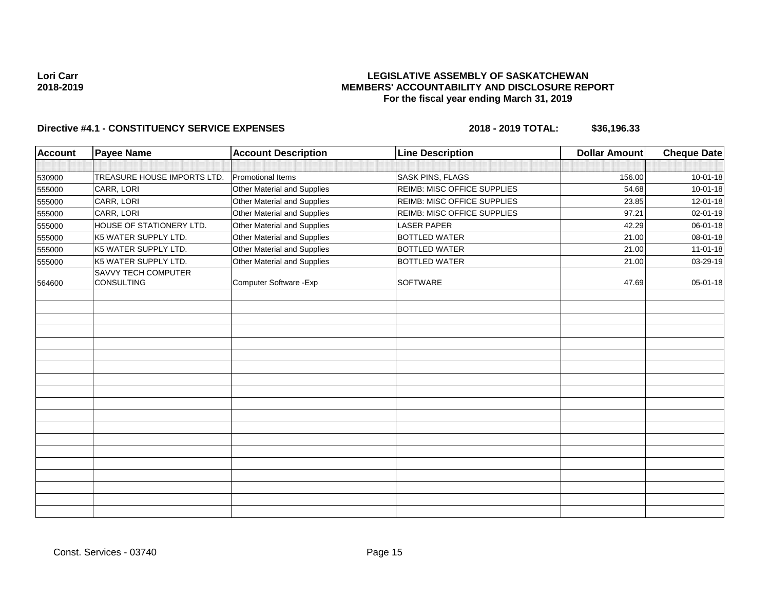Lori Carr
2018-2019

**LEGISLATIVE ASSEMBLY OF SASKATCHEWAN**
**MEMBERS' ACCOUNTABILITY AND DISCLOSURE REPORT**
**For the fiscal year ending March 31, 2019**

**Directive #4.1 - CONSTITUENCY SERVICE EXPENSES** **2018 - 2019 TOTAL: $36,196.33**

| Account | Payee Name | Account Description | Line Description | Dollar Amount | Cheque Date |
|---|---|---|---|---|---|
| | | | | | |
| 530900 | TREASURE HOUSE IMPORTS LTD. | Promotional Items | SASK PINS, FLAGS | 156.00 | 10-01-18 |
| 555000 | CARR, LORI | Other Material and Supplies | REIMB: MISC OFFICE SUPPLIES | 54.68 | 10-01-18 |
| 555000 | CARR, LORI | Other Material and Supplies | REIMB: MISC OFFICE SUPPLIES | 23.85 | 12-01-18 |
| 555000 | CARR, LORI | Other Material and Supplies | REIMB: MISC OFFICE SUPPLIES | 97.21 | 02-01-19 |
| 555000 | HOUSE OF STATIONERY LTD. | Other Material and Supplies | LASER PAPER | 42.29 | 06-01-18 |
| 555000 | K5 WATER SUPPLY LTD. | Other Material and Supplies | BOTTLED WATER | 21.00 | 08-01-18 |
| 555000 | K5 WATER SUPPLY LTD. | Other Material and Supplies | BOTTLED WATER | 21.00 | 11-01-18 |
| 555000 | K5 WATER SUPPLY LTD. | Other Material and Supplies | BOTTLED WATER | 21.00 | 03-29-19 |
| 564600 | SAVVY TECH COMPUTER CONSULTING | Computer Software -Exp | SOFTWARE | 47.69 | 05-01-18 |

Const. Services - 03740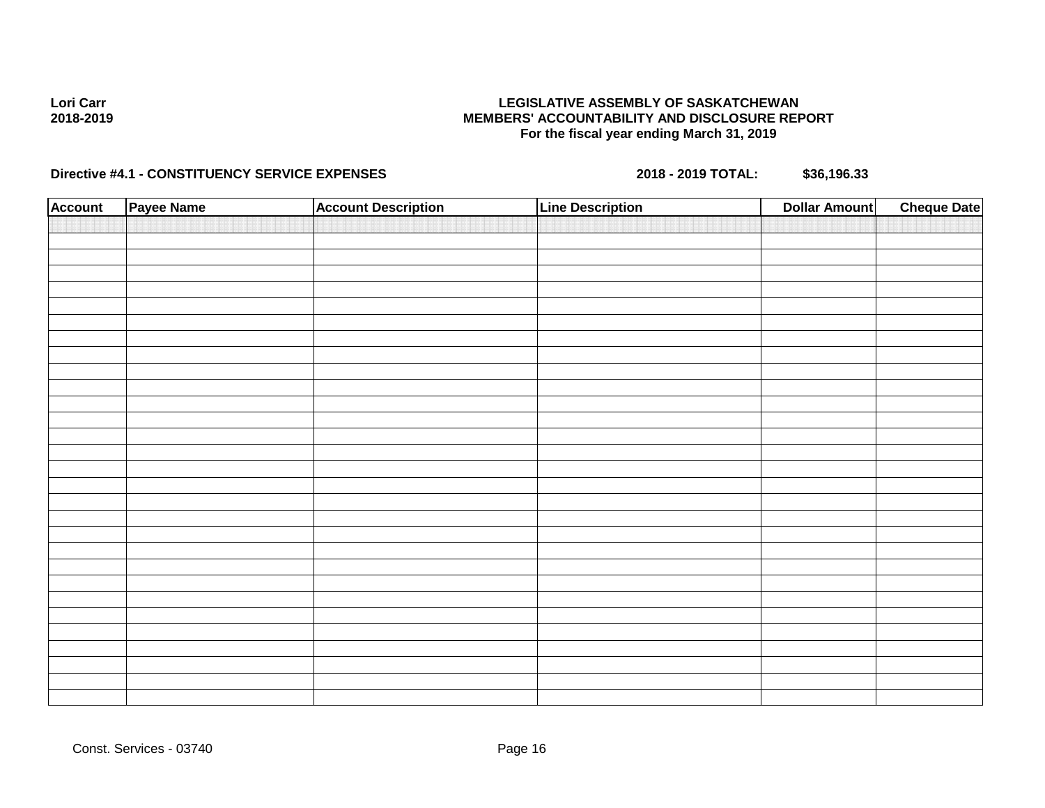Lori Carr
2018-2019

**LEGISLATIVE ASSEMBLY OF SASKATCHEWAN**
**MEMBERS' ACCOUNTABILITY AND DISCLOSURE REPORT**
**For the fiscal year ending March 31, 2019**

**Directive #4.1 - CONSTITUENCY SERVICE EXPENSES** **2018 - 2019 TOTAL:** **$36,196.33**

| Account | Payee Name | Account Description | Line Description | Dollar Amount | Cheque Date |
|---|---|---|---|---|---|
| | | | | | |

Const. Services - 03740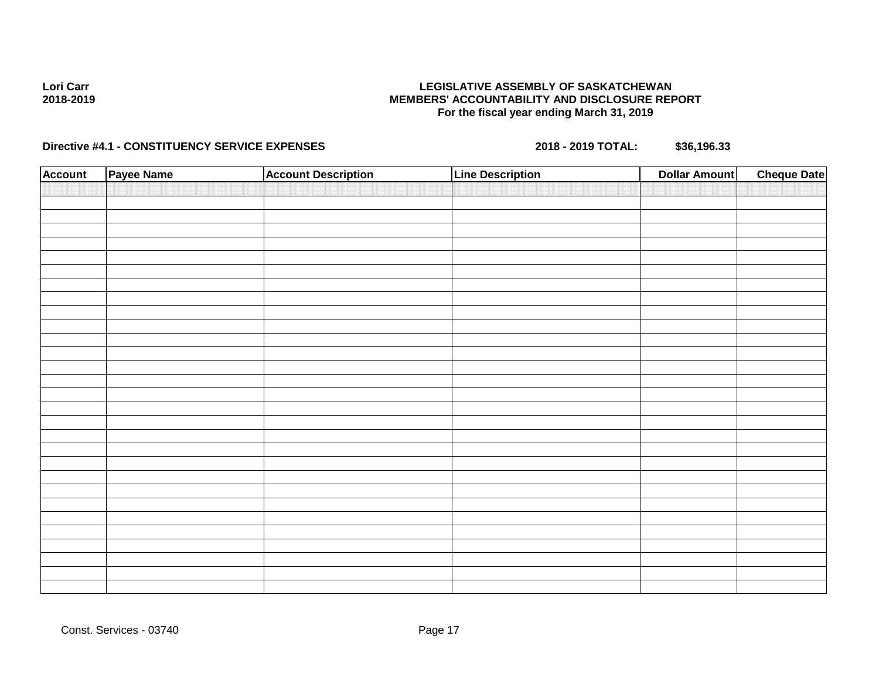Lori Carr
2018-2019

**LEGISLATIVE ASSEMBLY OF SASKATCHEWAN**
**MEMBERS' ACCOUNTABILITY AND DISCLOSURE REPORT**
**For the fiscal year ending March 31, 2019**

**Directive #4.1 - CONSTITUENCY SERVICE EXPENSES** **2018 - 2019 TOTAL: $36,196.33**

| Account | Payee Name | Account Description | Line Description | Dollar Amount | Cheque Date |
|---|---|---|---|---|---|
| | | | | | |

Const. Services - 03740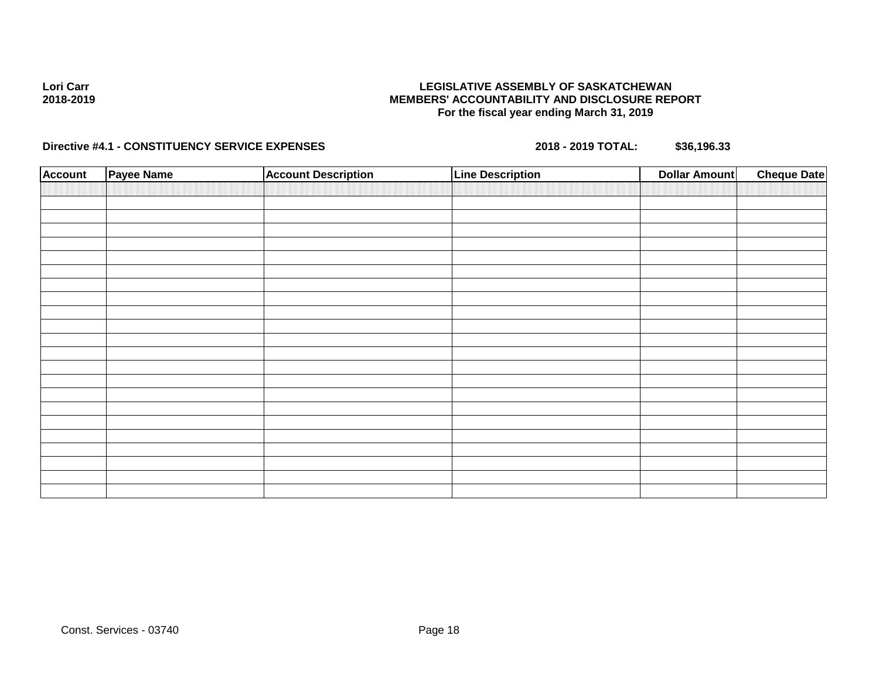**Lori Carr**
**2018-2019**

**LEGISLATIVE ASSEMBLY OF SASKATCHEWAN**
**MEMBERS' ACCOUNTABILITY AND DISCLOSURE REPORT**
**For the fiscal year ending March 31, 2019**

**Directive #4.1 - CONSTITUENCY SERVICE EXPENSES** **2018 - 2019 TOTAL: $36,196.33**

| Account | Payee Name | Account Description | Line Description | Dollar Amount | Cheque Date |
|---|---|---|---|---|---|
| | | | | | |

Const. Services - 03740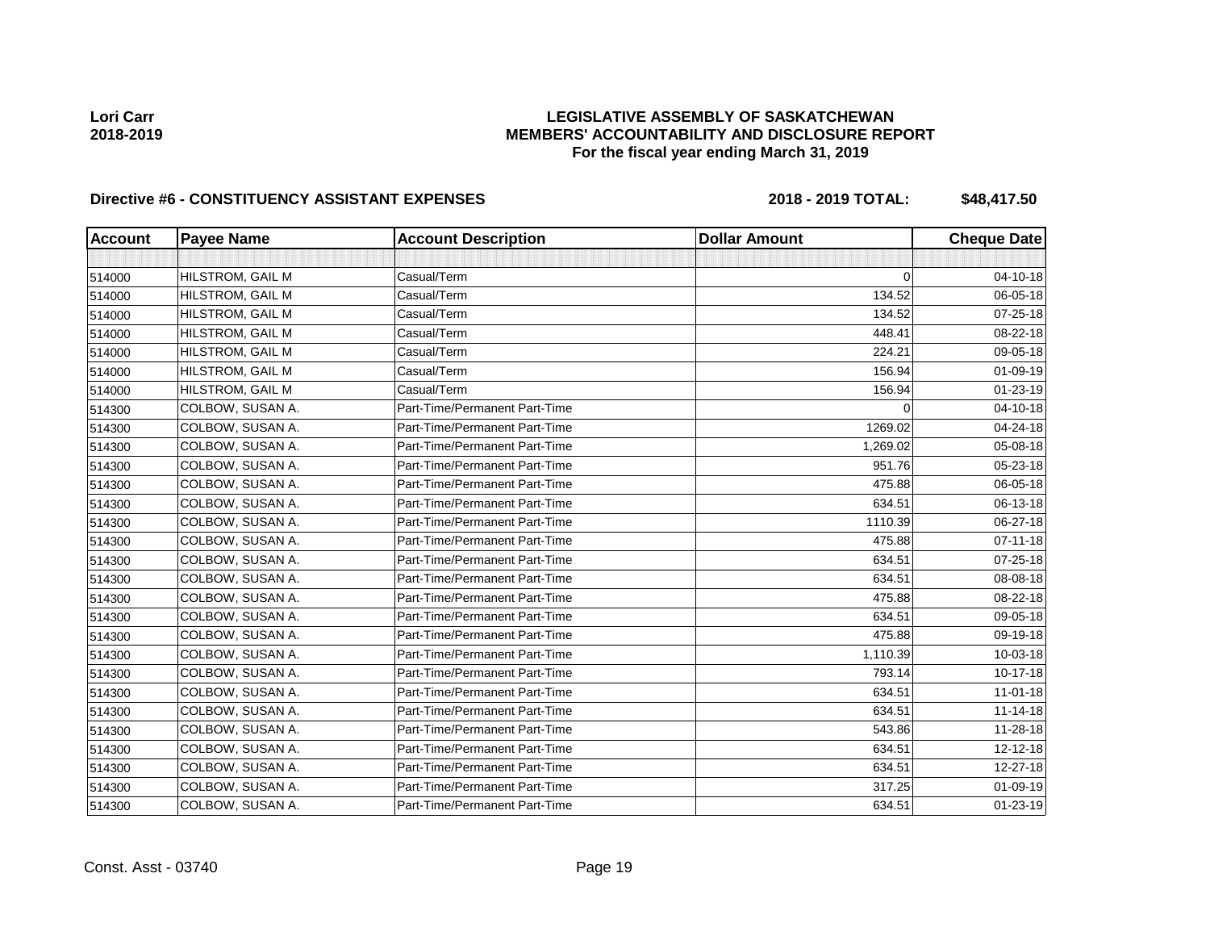Lori Carr
2018-2019

# LEGISLATIVE ASSEMBLY OF SASKATCHEWAN
## MEMBERS' ACCOUNTABILITY AND DISCLOSURE REPORT
### For the fiscal year ending March 31, 2019

**Directive #6 - CONSTITUENCY ASSISTANT EXPENSES** — **2018 - 2019 TOTAL: $48,417.50**

| Account | Payee Name | Account Description | Dollar Amount | Cheque Date |
|---|---|---|---|---|
| | | | | |
| 514000 | HILSTROM, GAIL M | Casual/Term | 0 | 04-10-18 |
| 514000 | HILSTROM, GAIL M | Casual/Term | 134.52 | 06-05-18 |
| 514000 | HILSTROM, GAIL M | Casual/Term | 134.52 | 07-25-18 |
| 514000 | HILSTROM, GAIL M | Casual/Term | 448.41 | 08-22-18 |
| 514000 | HILSTROM, GAIL M | Casual/Term | 224.21 | 09-05-18 |
| 514000 | HILSTROM, GAIL M | Casual/Term | 156.94 | 01-09-19 |
| 514000 | HILSTROM, GAIL M | Casual/Term | 156.94 | 01-23-19 |
| 514300 | COLBOW, SUSAN A. | Part-Time/Permanent Part-Time | 0 | 04-10-18 |
| 514300 | COLBOW, SUSAN A. | Part-Time/Permanent Part-Time | 1269.02 | 04-24-18 |
| 514300 | COLBOW, SUSAN A. | Part-Time/Permanent Part-Time | 1,269.02 | 05-08-18 |
| 514300 | COLBOW, SUSAN A. | Part-Time/Permanent Part-Time | 951.76 | 05-23-18 |
| 514300 | COLBOW, SUSAN A. | Part-Time/Permanent Part-Time | 475.88 | 06-05-18 |
| 514300 | COLBOW, SUSAN A. | Part-Time/Permanent Part-Time | 634.51 | 06-13-18 |
| 514300 | COLBOW, SUSAN A. | Part-Time/Permanent Part-Time | 1110.39 | 06-27-18 |
| 514300 | COLBOW, SUSAN A. | Part-Time/Permanent Part-Time | 475.88 | 07-11-18 |
| 514300 | COLBOW, SUSAN A. | Part-Time/Permanent Part-Time | 634.51 | 07-25-18 |
| 514300 | COLBOW, SUSAN A. | Part-Time/Permanent Part-Time | 634.51 | 08-08-18 |
| 514300 | COLBOW, SUSAN A. | Part-Time/Permanent Part-Time | 475.88 | 08-22-18 |
| 514300 | COLBOW, SUSAN A. | Part-Time/Permanent Part-Time | 634.51 | 09-05-18 |
| 514300 | COLBOW, SUSAN A. | Part-Time/Permanent Part-Time | 475.88 | 09-19-18 |
| 514300 | COLBOW, SUSAN A. | Part-Time/Permanent Part-Time | 1,110.39 | 10-03-18 |
| 514300 | COLBOW, SUSAN A. | Part-Time/Permanent Part-Time | 793.14 | 10-17-18 |
| 514300 | COLBOW, SUSAN A. | Part-Time/Permanent Part-Time | 634.51 | 11-01-18 |
| 514300 | COLBOW, SUSAN A. | Part-Time/Permanent Part-Time | 634.51 | 11-14-18 |
| 514300 | COLBOW, SUSAN A. | Part-Time/Permanent Part-Time | 543.86 | 11-28-18 |
| 514300 | COLBOW, SUSAN A. | Part-Time/Permanent Part-Time | 634.51 | 12-12-18 |
| 514300 | COLBOW, SUSAN A. | Part-Time/Permanent Part-Time | 634.51 | 12-27-18 |
| 514300 | COLBOW, SUSAN A. | Part-Time/Permanent Part-Time | 317.25 | 01-09-19 |
| 514300 | COLBOW, SUSAN A. | Part-Time/Permanent Part-Time | 634.51 | 01-23-19 |

Const. Asst - 03740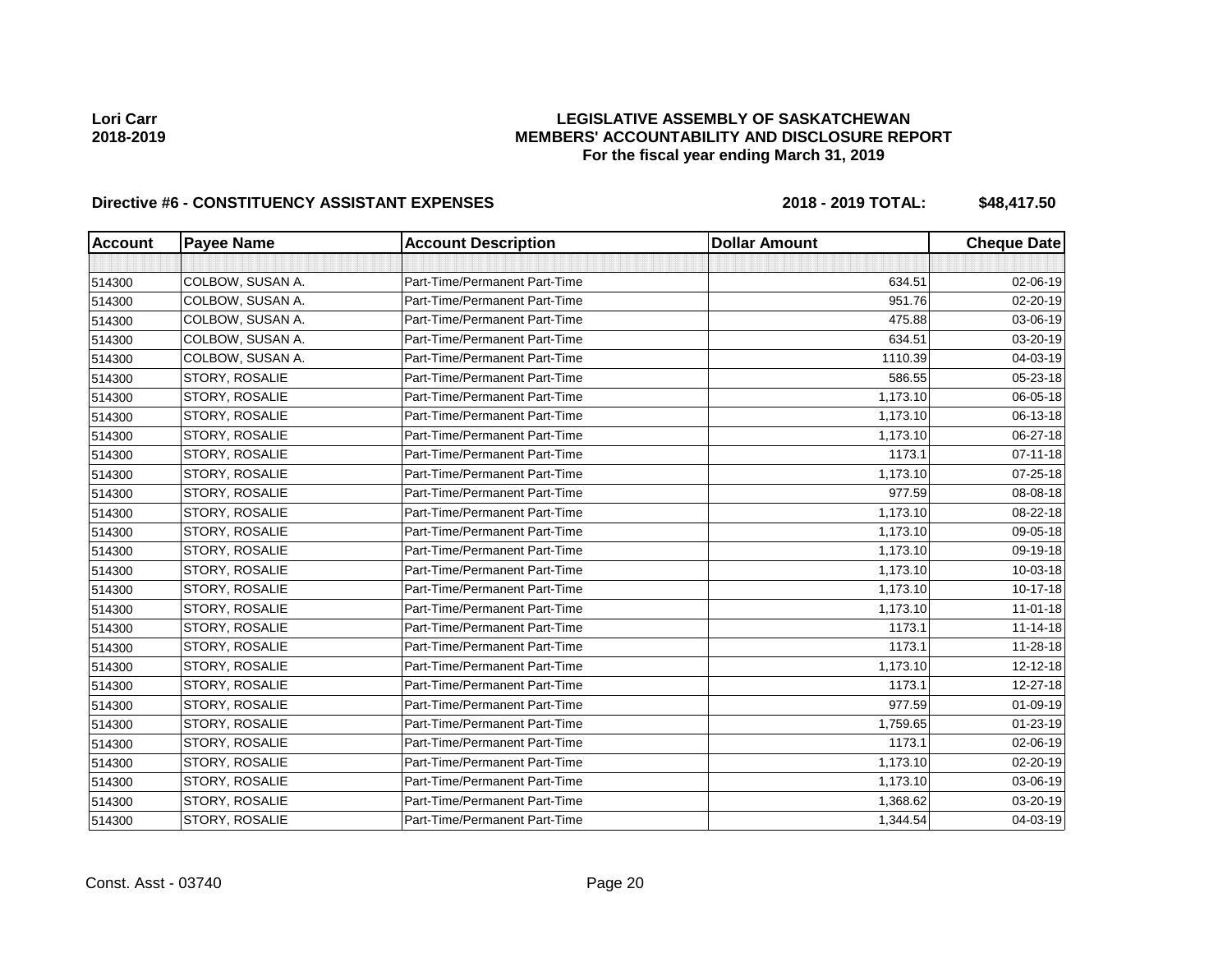Lori Carr
2018-2019

# LEGISLATIVE ASSEMBLY OF SASKATCHEWAN
## MEMBERS' ACCOUNTABILITY AND DISCLOSURE REPORT
### For the fiscal year ending March 31, 2019

**Directive #6 - CONSTITUENCY ASSISTANT EXPENSES** **2018 - 2019 TOTAL: $48,417.50**

| Account | Payee Name | Account Description | Dollar Amount | Cheque Date |
|---|---|---|---|---|
| | | | | |
| 514300 | COLBOW, SUSAN A. | Part-Time/Permanent Part-Time | 634.51 | 02-06-19 |
| 514300 | COLBOW, SUSAN A. | Part-Time/Permanent Part-Time | 951.76 | 02-20-19 |
| 514300 | COLBOW, SUSAN A. | Part-Time/Permanent Part-Time | 475.88 | 03-06-19 |
| 514300 | COLBOW, SUSAN A. | Part-Time/Permanent Part-Time | 634.51 | 03-20-19 |
| 514300 | COLBOW, SUSAN A. | Part-Time/Permanent Part-Time | 1110.39 | 04-03-19 |
| 514300 | STORY, ROSALIE | Part-Time/Permanent Part-Time | 586.55 | 05-23-18 |
| 514300 | STORY, ROSALIE | Part-Time/Permanent Part-Time | 1,173.10 | 06-05-18 |
| 514300 | STORY, ROSALIE | Part-Time/Permanent Part-Time | 1,173.10 | 06-13-18 |
| 514300 | STORY, ROSALIE | Part-Time/Permanent Part-Time | 1,173.10 | 06-27-18 |
| 514300 | STORY, ROSALIE | Part-Time/Permanent Part-Time | 1173.1 | 07-11-18 |
| 514300 | STORY, ROSALIE | Part-Time/Permanent Part-Time | 1,173.10 | 07-25-18 |
| 514300 | STORY, ROSALIE | Part-Time/Permanent Part-Time | 977.59 | 08-08-18 |
| 514300 | STORY, ROSALIE | Part-Time/Permanent Part-Time | 1,173.10 | 08-22-18 |
| 514300 | STORY, ROSALIE | Part-Time/Permanent Part-Time | 1,173.10 | 09-05-18 |
| 514300 | STORY, ROSALIE | Part-Time/Permanent Part-Time | 1,173.10 | 09-19-18 |
| 514300 | STORY, ROSALIE | Part-Time/Permanent Part-Time | 1,173.10 | 10-03-18 |
| 514300 | STORY, ROSALIE | Part-Time/Permanent Part-Time | 1,173.10 | 10-17-18 |
| 514300 | STORY, ROSALIE | Part-Time/Permanent Part-Time | 1,173.10 | 11-01-18 |
| 514300 | STORY, ROSALIE | Part-Time/Permanent Part-Time | 1173.1 | 11-14-18 |
| 514300 | STORY, ROSALIE | Part-Time/Permanent Part-Time | 1173.1 | 11-28-18 |
| 514300 | STORY, ROSALIE | Part-Time/Permanent Part-Time | 1,173.10 | 12-12-18 |
| 514300 | STORY, ROSALIE | Part-Time/Permanent Part-Time | 1173.1 | 12-27-18 |
| 514300 | STORY, ROSALIE | Part-Time/Permanent Part-Time | 977.59 | 01-09-19 |
| 514300 | STORY, ROSALIE | Part-Time/Permanent Part-Time | 1,759.65 | 01-23-19 |
| 514300 | STORY, ROSALIE | Part-Time/Permanent Part-Time | 1173.1 | 02-06-19 |
| 514300 | STORY, ROSALIE | Part-Time/Permanent Part-Time | 1,173.10 | 02-20-19 |
| 514300 | STORY, ROSALIE | Part-Time/Permanent Part-Time | 1,173.10 | 03-06-19 |
| 514300 | STORY, ROSALIE | Part-Time/Permanent Part-Time | 1,368.62 | 03-20-19 |
| 514300 | STORY, ROSALIE | Part-Time/Permanent Part-Time | 1,344.54 | 04-03-19 |

Const. Asst - 03740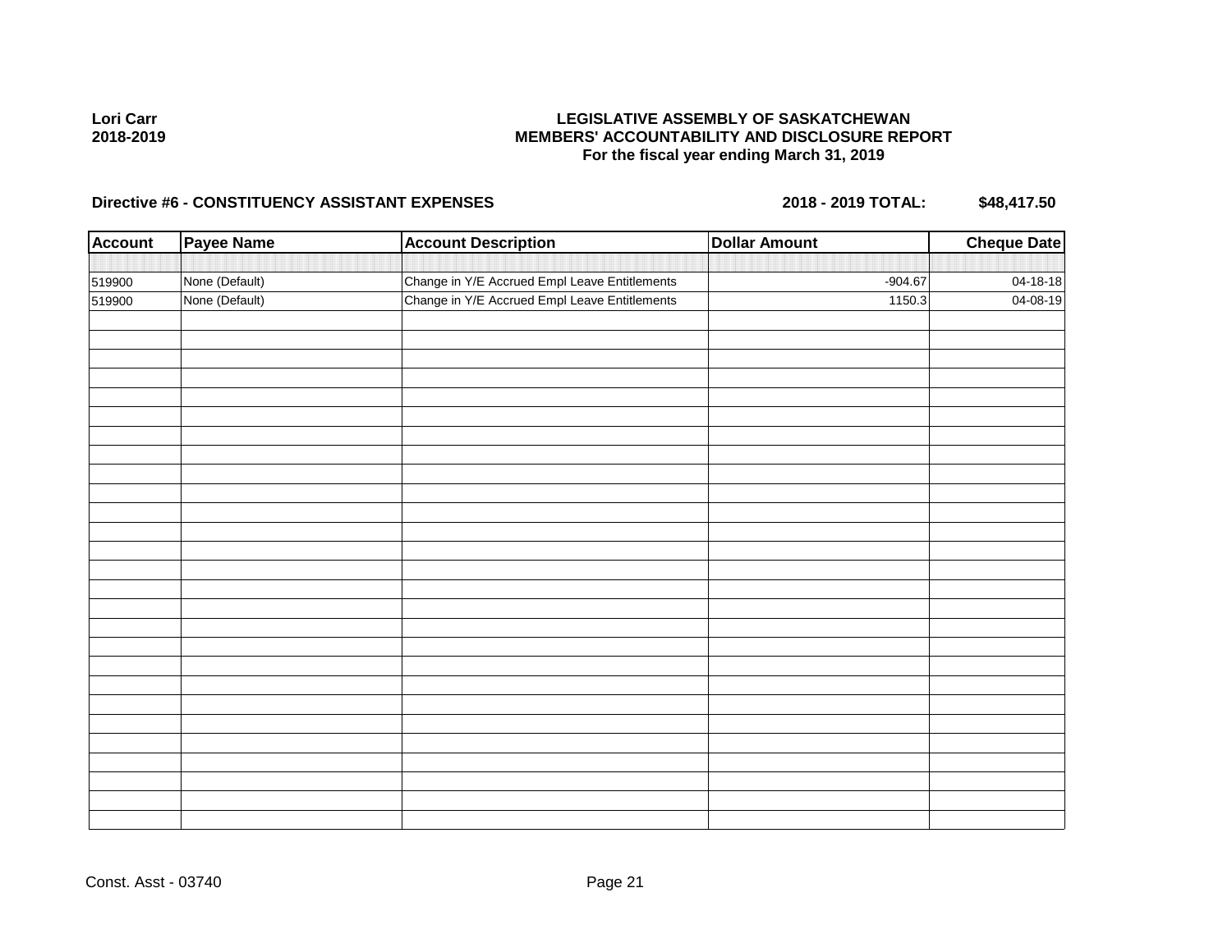**Lori Carr**
**2018-2019**

**LEGISLATIVE ASSEMBLY OF SASKATCHEWAN**
**MEMBERS' ACCOUNTABILITY AND DISCLOSURE REPORT**
**For the fiscal year ending March 31, 2019**

**Directive #6 - CONSTITUENCY ASSISTANT EXPENSES** **2018 - 2019 TOTAL: $48,417.50**

| Account | Payee Name | Account Description | Dollar Amount | Cheque Date |
|---|---|---|---|---|
| 519900 | None (Default) | Change in Y/E Accrued Empl Leave Entitlements | -904.67 | 04-18-18 |
| 519900 | None (Default) | Change in Y/E Accrued Empl Leave Entitlements | 1150.3 | 04-08-19 |

Const. Asst - 03740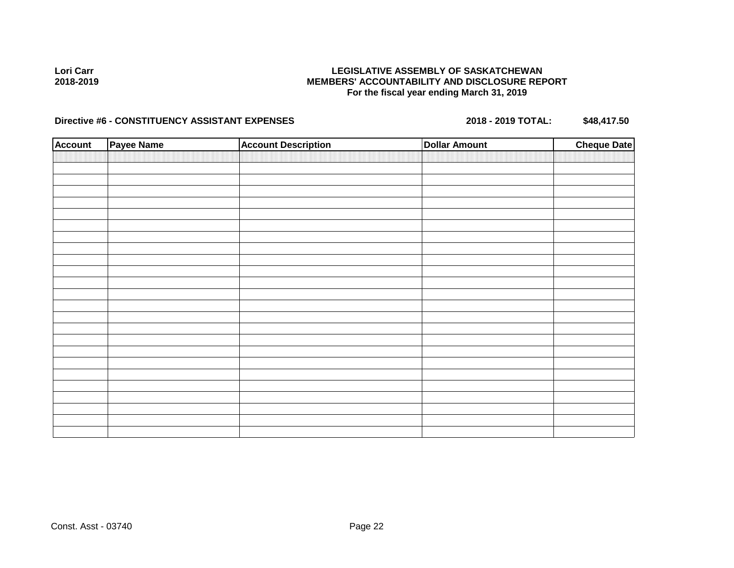**Lori Carr**
**2018-2019**

**LEGISLATIVE ASSEMBLY OF SASKATCHEWAN**
**MEMBERS' ACCOUNTABILITY AND DISCLOSURE REPORT**
**For the fiscal year ending March 31, 2019**

**Directive #6 - CONSTITUENCY ASSISTANT EXPENSES** **2018 - 2019 TOTAL: $48,417.50**

| Account | Payee Name | Account Description | Dollar Amount | Cheque Date |
|---|---|---|---|---|
| | | | | |

Const. Asst - 03740